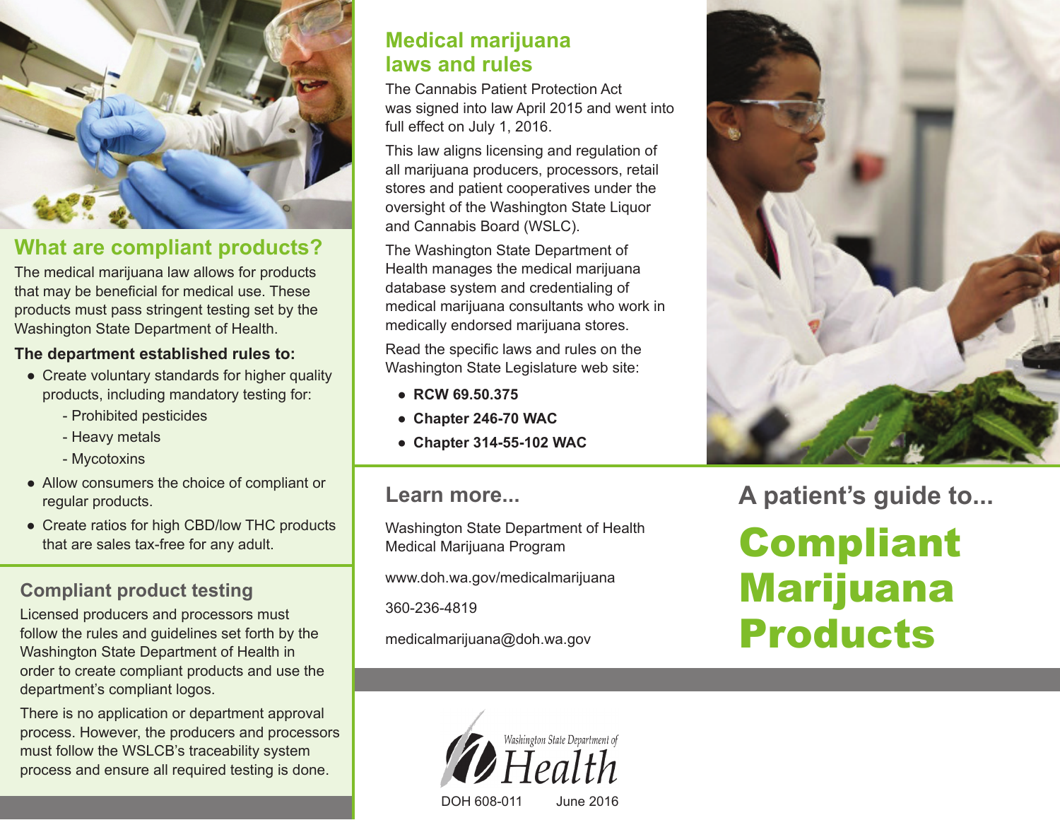## What are compliant products?

The medical marijuana law allows for products that may be beneficial for medical use. These products must pass stringent testing set by the Washington State Department of Health.

**The department established rules to:**

- Create voluntary standards for higher quality products, including mandatory testing for:
  - Prohibited pesticides
  - Heavy metals
  - Mycotoxins
- Allow consumers the choice of compliant or regular products.
- Create ratios for high CBD/low THC products that are sales tax-free for any adult.

## Compliant product testing

Licensed producers and processors must follow the rules and guidelines set forth by the Washington State Department of Health in order to create compliant products and use the department's compliant logos.

There is no application or department approval process. However, the producers and processors must follow the WSLCB's traceability system process and ensure all required testing is done.

## Medical marijuana laws and rules

The Cannabis Patient Protection Act was signed into law April 2015 and went into full effect on July 1, 2016.

This law aligns licensing and regulation of all marijuana producers, processors, retail stores and patient cooperatives under the oversight of the Washington State Liquor and Cannabis Board (WSLC).

The Washington State Department of Health manages the medical marijuana database system and credentialing of medical marijuana consultants who work in medically endorsed marijuana stores.

Read the specific laws and rules on the Washington State Legislature web site:

- **RCW 69.50.375**
- **Chapter 246-70 WAC**
- **Chapter 314-55-102 WAC**

## Learn more...

Washington State Department of Health
Medical Marijuana Program

www.doh.wa.gov/medicalmarijuana

360-236-4819

medicalmarijuana@doh.wa.gov

Washington State Department of Health

DOH 608-011 June 2016

## A patient's guide to...

# Compliant Marijuana Products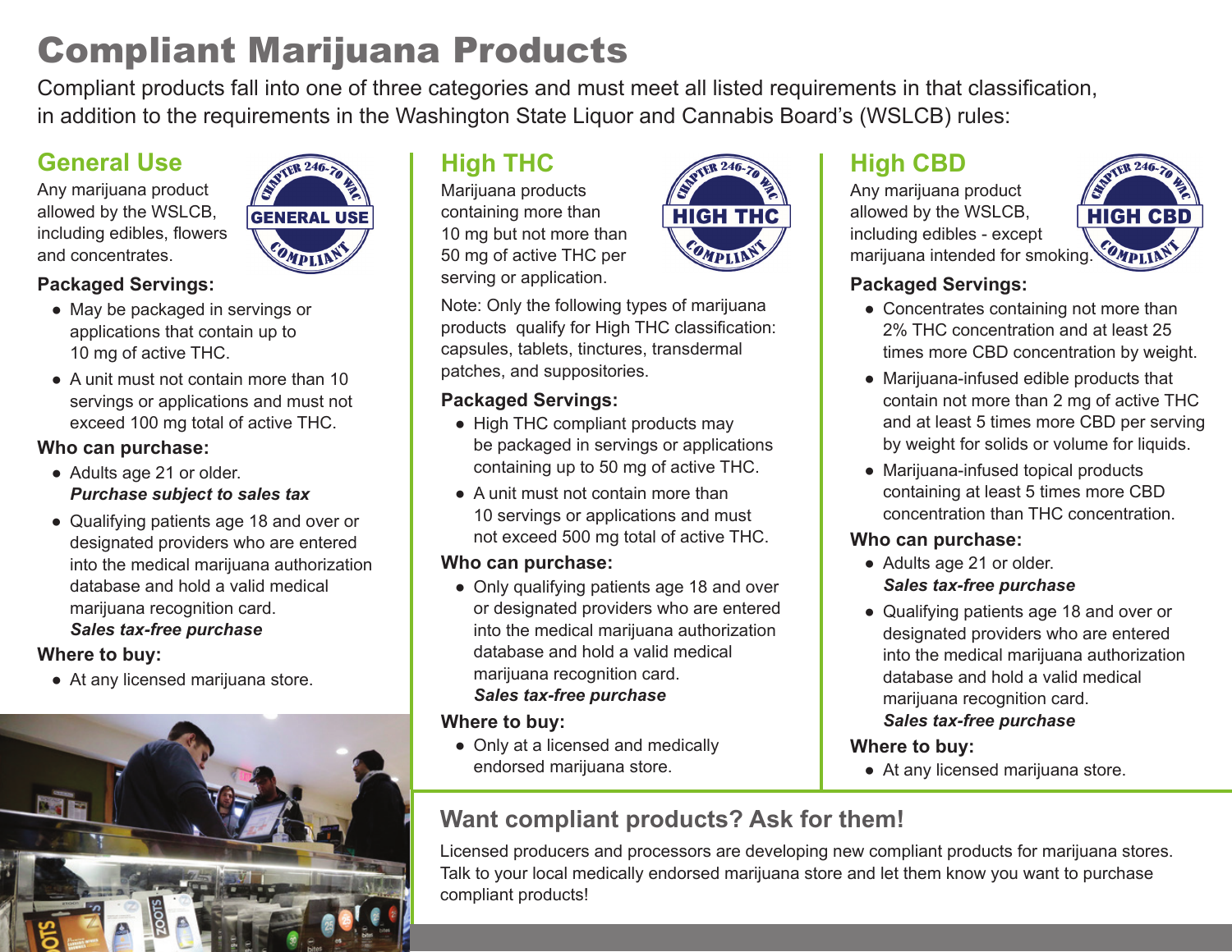# Compliant Marijuana Products

Compliant products fall into one of three categories and must meet all listed requirements in that classification, in addition to the requirements in the Washington State Liquor and Cannabis Board's (WSLCB) rules:

## General Use

CHAPTER 246-70 WAC GENERAL USE COMPLIANT

Any marijuana product allowed by the WSLCB, including edibles, flowers and concentrates.

### Packaged Servings:

- May be packaged in servings or applications that contain up to 10 mg of active THC.
- A unit must not contain more than 10 servings or applications and must not exceed 100 mg total of active THC.

### Who can purchase:

- Adults age 21 or older.
  ***Purchase subject to sales tax***
- Qualifying patients age 18 and over or designated providers who are entered into the medical marijuana authorization database and hold a valid medical marijuana recognition card.
  ***Sales tax-free purchase***

### Where to buy:

- At any licensed marijuana store.

## High THC

CHAPTER 246-70 WAC HIGH THC COMPLIANT

Marijuana products containing more than 10 mg but not more than 50 mg of active THC per serving or application.

Note: Only the following types of marijuana products qualify for High THC classification: capsules, tablets, tinctures, transdermal patches, and suppositories.

### Packaged Servings:

- High THC compliant products may be packaged in servings or applications containing up to 50 mg of active THC.
- A unit must not contain more than 10 servings or applications and must not exceed 500 mg total of active THC.

### Who can purchase:

- Only qualifying patients age 18 and over or designated providers who are entered into the medical marijuana authorization database and hold a valid medical marijuana recognition card.
  ***Sales tax-free purchase***

### Where to buy:

- Only at a licensed and medically endorsed marijuana store.

## High CBD

CHAPTER 246-70 WAC HIGH CBD COMPLIANT

Any marijuana product allowed by the WSLCB, including edibles - except marijuana intended for smoking.

### Packaged Servings:

- Concentrates containing not more than 2% THC concentration and at least 25 times more CBD concentration by weight.
- Marijuana-infused edible products that contain not more than 2 mg of active THC and at least 5 times more CBD per serving by weight for solids or volume for liquids.
- Marijuana-infused topical products containing at least 5 times more CBD concentration than THC concentration.

### Who can purchase:

- Adults age 21 or older.
  ***Sales tax-free purchase***
- Qualifying patients age 18 and over or designated providers who are entered into the medical marijuana authorization database and hold a valid medical marijuana recognition card.
  ***Sales tax-free purchase***

### Where to buy:

- At any licensed marijuana store.

## Want compliant products? Ask for them!

Licensed producers and processors are developing new compliant products for marijuana stores. Talk to your local medically endorsed marijuana store and let them know you want to purchase compliant products!